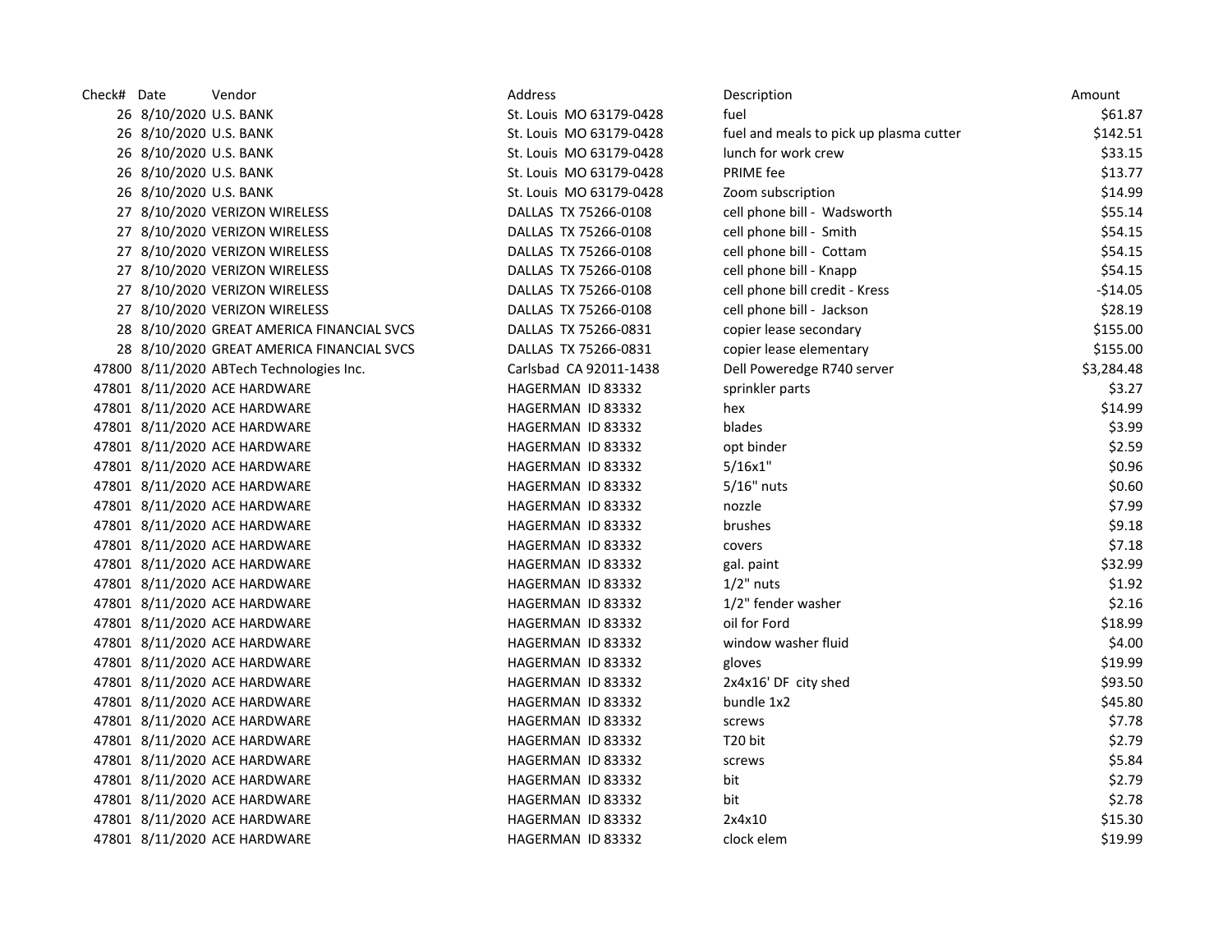| Check# | Date | Vendor | Address | Description | Amount |
|---|---|---|---|---|---|
| 26 | 8/10/2020 | U.S. BANK | St. Louis MO 63179-0428 | fuel | $61.87 |
| 26 | 8/10/2020 | U.S. BANK | St. Louis MO 63179-0428 | fuel and meals to pick up plasma cutter | $142.51 |
| 26 | 8/10/2020 | U.S. BANK | St. Louis MO 63179-0428 | lunch for work crew | $33.15 |
| 26 | 8/10/2020 | U.S. BANK | St. Louis MO 63179-0428 | PRIME fee | $13.77 |
| 26 | 8/10/2020 | U.S. BANK | St. Louis MO 63179-0428 | Zoom subscription | $14.99 |
| 27 | 8/10/2020 | VERIZON WIRELESS | DALLAS TX 75266-0108 | cell phone bill - Wadsworth | $55.14 |
| 27 | 8/10/2020 | VERIZON WIRELESS | DALLAS TX 75266-0108 | cell phone bill - Smith | $54.15 |
| 27 | 8/10/2020 | VERIZON WIRELESS | DALLAS TX 75266-0108 | cell phone bill - Cottam | $54.15 |
| 27 | 8/10/2020 | VERIZON WIRELESS | DALLAS TX 75266-0108 | cell phone bill - Knapp | $54.15 |
| 27 | 8/10/2020 | VERIZON WIRELESS | DALLAS TX 75266-0108 | cell phone bill credit - Kress | -$14.05 |
| 27 | 8/10/2020 | VERIZON WIRELESS | DALLAS TX 75266-0108 | cell phone bill - Jackson | $28.19 |
| 28 | 8/10/2020 | GREAT AMERICA FINANCIAL SVCS | DALLAS TX 75266-0831 | copier lease secondary | $155.00 |
| 28 | 8/10/2020 | GREAT AMERICA FINANCIAL SVCS | DALLAS TX 75266-0831 | copier lease elementary | $155.00 |
| 47800 | 8/11/2020 | ABTech Technologies Inc. | Carlsbad CA 92011-1438 | Dell Poweredge R740 server | $3,284.48 |
| 47801 | 8/11/2020 | ACE HARDWARE | HAGERMAN ID 83332 | sprinkler parts | $3.27 |
| 47801 | 8/11/2020 | ACE HARDWARE | HAGERMAN ID 83332 | hex | $14.99 |
| 47801 | 8/11/2020 | ACE HARDWARE | HAGERMAN ID 83332 | blades | $3.99 |
| 47801 | 8/11/2020 | ACE HARDWARE | HAGERMAN ID 83332 | opt binder | $2.59 |
| 47801 | 8/11/2020 | ACE HARDWARE | HAGERMAN ID 83332 | 5/16x1" | $0.96 |
| 47801 | 8/11/2020 | ACE HARDWARE | HAGERMAN ID 83332 | 5/16" nuts | $0.60 |
| 47801 | 8/11/2020 | ACE HARDWARE | HAGERMAN ID 83332 | nozzle | $7.99 |
| 47801 | 8/11/2020 | ACE HARDWARE | HAGERMAN ID 83332 | brushes | $9.18 |
| 47801 | 8/11/2020 | ACE HARDWARE | HAGERMAN ID 83332 | covers | $7.18 |
| 47801 | 8/11/2020 | ACE HARDWARE | HAGERMAN ID 83332 | gal. paint | $32.99 |
| 47801 | 8/11/2020 | ACE HARDWARE | HAGERMAN ID 83332 | 1/2" nuts | $1.92 |
| 47801 | 8/11/2020 | ACE HARDWARE | HAGERMAN ID 83332 | 1/2" fender washer | $2.16 |
| 47801 | 8/11/2020 | ACE HARDWARE | HAGERMAN ID 83332 | oil for Ford | $18.99 |
| 47801 | 8/11/2020 | ACE HARDWARE | HAGERMAN ID 83332 | window washer fluid | $4.00 |
| 47801 | 8/11/2020 | ACE HARDWARE | HAGERMAN ID 83332 | gloves | $19.99 |
| 47801 | 8/11/2020 | ACE HARDWARE | HAGERMAN ID 83332 | 2x4x16' DF city shed | $93.50 |
| 47801 | 8/11/2020 | ACE HARDWARE | HAGERMAN ID 83332 | bundle 1x2 | $45.80 |
| 47801 | 8/11/2020 | ACE HARDWARE | HAGERMAN ID 83332 | screws | $7.78 |
| 47801 | 8/11/2020 | ACE HARDWARE | HAGERMAN ID 83332 | T20 bit | $2.79 |
| 47801 | 8/11/2020 | ACE HARDWARE | HAGERMAN ID 83332 | screws | $5.84 |
| 47801 | 8/11/2020 | ACE HARDWARE | HAGERMAN ID 83332 | bit | $2.79 |
| 47801 | 8/11/2020 | ACE HARDWARE | HAGERMAN ID 83332 | bit | $2.78 |
| 47801 | 8/11/2020 | ACE HARDWARE | HAGERMAN ID 83332 | 2x4x10 | $15.30 |
| 47801 | 8/11/2020 | ACE HARDWARE | HAGERMAN ID 83332 | clock elem | $19.99 |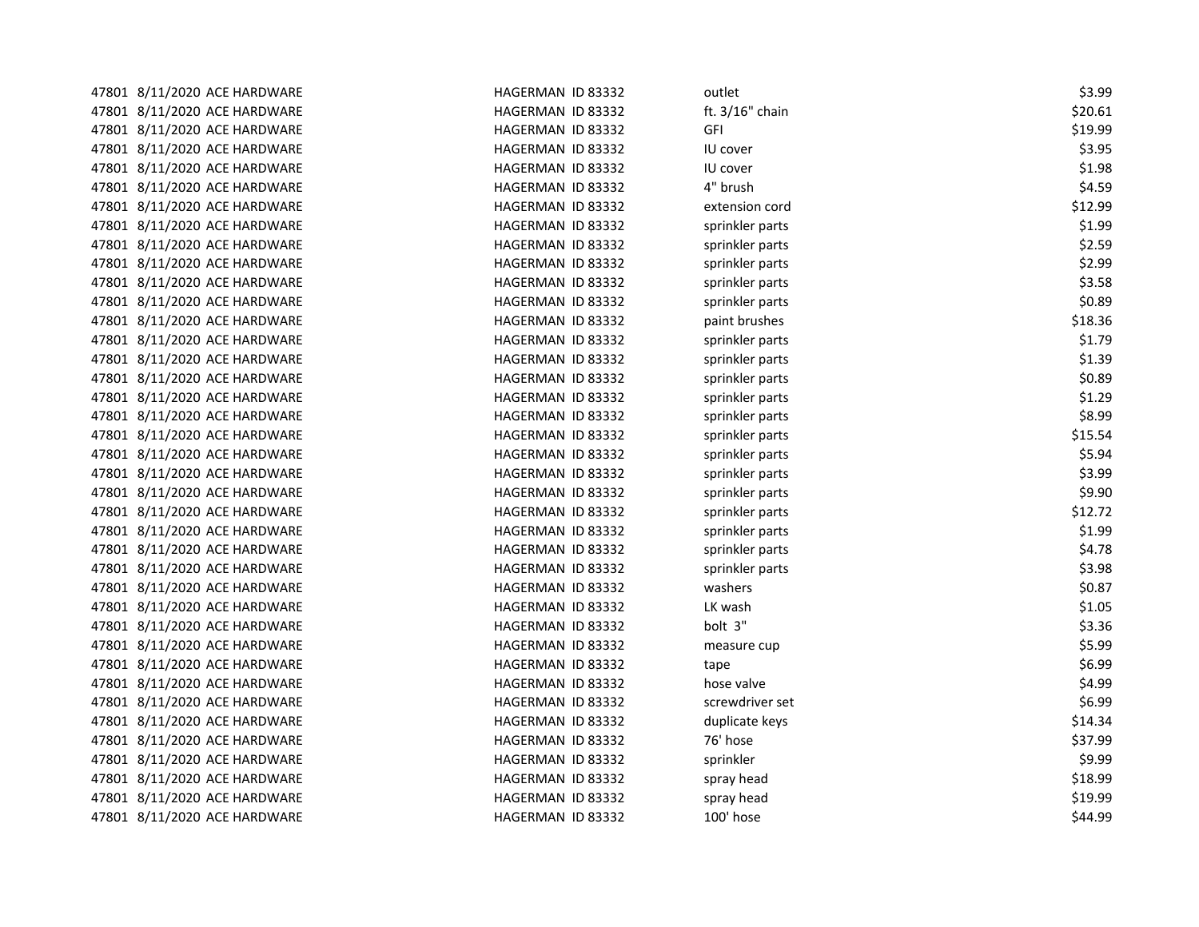| | | | | | |
|---|---|---|---|---|---|
| 47801 | 8/11/2020 | ACE HARDWARE | HAGERMAN ID 83332 | outlet | $3.99 |
| 47801 | 8/11/2020 | ACE HARDWARE | HAGERMAN ID 83332 | ft. 3/16" chain | $20.61 |
| 47801 | 8/11/2020 | ACE HARDWARE | HAGERMAN ID 83332 | GFI | $19.99 |
| 47801 | 8/11/2020 | ACE HARDWARE | HAGERMAN ID 83332 | IU cover | $3.95 |
| 47801 | 8/11/2020 | ACE HARDWARE | HAGERMAN ID 83332 | IU cover | $1.98 |
| 47801 | 8/11/2020 | ACE HARDWARE | HAGERMAN ID 83332 | 4" brush | $4.59 |
| 47801 | 8/11/2020 | ACE HARDWARE | HAGERMAN ID 83332 | extension cord | $12.99 |
| 47801 | 8/11/2020 | ACE HARDWARE | HAGERMAN ID 83332 | sprinkler parts | $1.99 |
| 47801 | 8/11/2020 | ACE HARDWARE | HAGERMAN ID 83332 | sprinkler parts | $2.59 |
| 47801 | 8/11/2020 | ACE HARDWARE | HAGERMAN ID 83332 | sprinkler parts | $2.99 |
| 47801 | 8/11/2020 | ACE HARDWARE | HAGERMAN ID 83332 | sprinkler parts | $3.58 |
| 47801 | 8/11/2020 | ACE HARDWARE | HAGERMAN ID 83332 | sprinkler parts | $0.89 |
| 47801 | 8/11/2020 | ACE HARDWARE | HAGERMAN ID 83332 | paint brushes | $18.36 |
| 47801 | 8/11/2020 | ACE HARDWARE | HAGERMAN ID 83332 | sprinkler parts | $1.79 |
| 47801 | 8/11/2020 | ACE HARDWARE | HAGERMAN ID 83332 | sprinkler parts | $1.39 |
| 47801 | 8/11/2020 | ACE HARDWARE | HAGERMAN ID 83332 | sprinkler parts | $0.89 |
| 47801 | 8/11/2020 | ACE HARDWARE | HAGERMAN ID 83332 | sprinkler parts | $1.29 |
| 47801 | 8/11/2020 | ACE HARDWARE | HAGERMAN ID 83332 | sprinkler parts | $8.99 |
| 47801 | 8/11/2020 | ACE HARDWARE | HAGERMAN ID 83332 | sprinkler parts | $15.54 |
| 47801 | 8/11/2020 | ACE HARDWARE | HAGERMAN ID 83332 | sprinkler parts | $5.94 |
| 47801 | 8/11/2020 | ACE HARDWARE | HAGERMAN ID 83332 | sprinkler parts | $3.99 |
| 47801 | 8/11/2020 | ACE HARDWARE | HAGERMAN ID 83332 | sprinkler parts | $9.90 |
| 47801 | 8/11/2020 | ACE HARDWARE | HAGERMAN ID 83332 | sprinkler parts | $12.72 |
| 47801 | 8/11/2020 | ACE HARDWARE | HAGERMAN ID 83332 | sprinkler parts | $1.99 |
| 47801 | 8/11/2020 | ACE HARDWARE | HAGERMAN ID 83332 | sprinkler parts | $4.78 |
| 47801 | 8/11/2020 | ACE HARDWARE | HAGERMAN ID 83332 | sprinkler parts | $3.98 |
| 47801 | 8/11/2020 | ACE HARDWARE | HAGERMAN ID 83332 | washers | $0.87 |
| 47801 | 8/11/2020 | ACE HARDWARE | HAGERMAN ID 83332 | LK wash | $1.05 |
| 47801 | 8/11/2020 | ACE HARDWARE | HAGERMAN ID 83332 | bolt 3" | $3.36 |
| 47801 | 8/11/2020 | ACE HARDWARE | HAGERMAN ID 83332 | measure cup | $5.99 |
| 47801 | 8/11/2020 | ACE HARDWARE | HAGERMAN ID 83332 | tape | $6.99 |
| 47801 | 8/11/2020 | ACE HARDWARE | HAGERMAN ID 83332 | hose valve | $4.99 |
| 47801 | 8/11/2020 | ACE HARDWARE | HAGERMAN ID 83332 | screwdriver set | $6.99 |
| 47801 | 8/11/2020 | ACE HARDWARE | HAGERMAN ID 83332 | duplicate keys | $14.34 |
| 47801 | 8/11/2020 | ACE HARDWARE | HAGERMAN ID 83332 | 76' hose | $37.99 |
| 47801 | 8/11/2020 | ACE HARDWARE | HAGERMAN ID 83332 | sprinkler | $9.99 |
| 47801 | 8/11/2020 | ACE HARDWARE | HAGERMAN ID 83332 | spray head | $18.99 |
| 47801 | 8/11/2020 | ACE HARDWARE | HAGERMAN ID 83332 | spray head | $19.99 |
| 47801 | 8/11/2020 | ACE HARDWARE | HAGERMAN ID 83332 | 100' hose | $44.99 |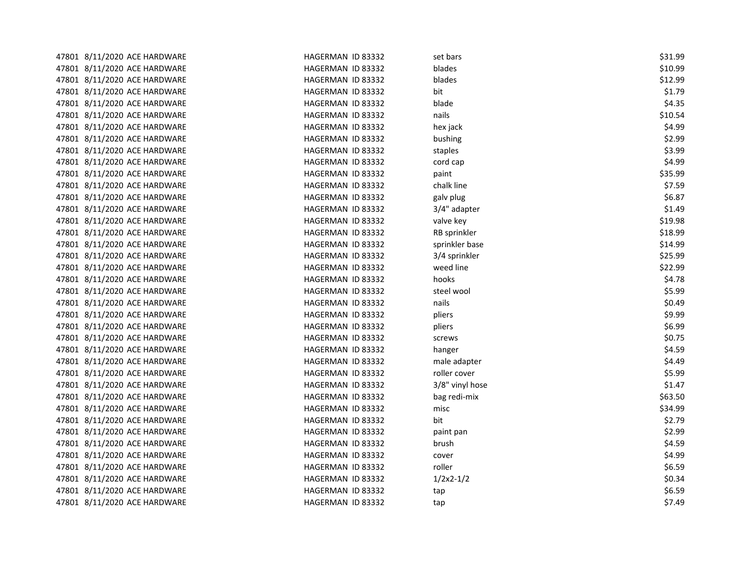| | | | | | |
|---|---|---|---|---|---|
| 47801 | 8/11/2020 | ACE HARDWARE | HAGERMAN ID 83332 | set bars | $31.99 |
| 47801 | 8/11/2020 | ACE HARDWARE | HAGERMAN ID 83332 | blades | $10.99 |
| 47801 | 8/11/2020 | ACE HARDWARE | HAGERMAN ID 83332 | blades | $12.99 |
| 47801 | 8/11/2020 | ACE HARDWARE | HAGERMAN ID 83332 | bit | $1.79 |
| 47801 | 8/11/2020 | ACE HARDWARE | HAGERMAN ID 83332 | blade | $4.35 |
| 47801 | 8/11/2020 | ACE HARDWARE | HAGERMAN ID 83332 | nails | $10.54 |
| 47801 | 8/11/2020 | ACE HARDWARE | HAGERMAN ID 83332 | hex jack | $4.99 |
| 47801 | 8/11/2020 | ACE HARDWARE | HAGERMAN ID 83332 | bushing | $2.99 |
| 47801 | 8/11/2020 | ACE HARDWARE | HAGERMAN ID 83332 | staples | $3.99 |
| 47801 | 8/11/2020 | ACE HARDWARE | HAGERMAN ID 83332 | cord cap | $4.99 |
| 47801 | 8/11/2020 | ACE HARDWARE | HAGERMAN ID 83332 | paint | $35.99 |
| 47801 | 8/11/2020 | ACE HARDWARE | HAGERMAN ID 83332 | chalk line | $7.59 |
| 47801 | 8/11/2020 | ACE HARDWARE | HAGERMAN ID 83332 | galv plug | $6.87 |
| 47801 | 8/11/2020 | ACE HARDWARE | HAGERMAN ID 83332 | 3/4" adapter | $1.49 |
| 47801 | 8/11/2020 | ACE HARDWARE | HAGERMAN ID 83332 | valve key | $19.98 |
| 47801 | 8/11/2020 | ACE HARDWARE | HAGERMAN ID 83332 | RB sprinkler | $18.99 |
| 47801 | 8/11/2020 | ACE HARDWARE | HAGERMAN ID 83332 | sprinkler base | $14.99 |
| 47801 | 8/11/2020 | ACE HARDWARE | HAGERMAN ID 83332 | 3/4 sprinkler | $25.99 |
| 47801 | 8/11/2020 | ACE HARDWARE | HAGERMAN ID 83332 | weed line | $22.99 |
| 47801 | 8/11/2020 | ACE HARDWARE | HAGERMAN ID 83332 | hooks | $4.78 |
| 47801 | 8/11/2020 | ACE HARDWARE | HAGERMAN ID 83332 | steel wool | $5.99 |
| 47801 | 8/11/2020 | ACE HARDWARE | HAGERMAN ID 83332 | nails | $0.49 |
| 47801 | 8/11/2020 | ACE HARDWARE | HAGERMAN ID 83332 | pliers | $9.99 |
| 47801 | 8/11/2020 | ACE HARDWARE | HAGERMAN ID 83332 | pliers | $6.99 |
| 47801 | 8/11/2020 | ACE HARDWARE | HAGERMAN ID 83332 | screws | $0.75 |
| 47801 | 8/11/2020 | ACE HARDWARE | HAGERMAN ID 83332 | hanger | $4.59 |
| 47801 | 8/11/2020 | ACE HARDWARE | HAGERMAN ID 83332 | male adapter | $4.49 |
| 47801 | 8/11/2020 | ACE HARDWARE | HAGERMAN ID 83332 | roller cover | $5.99 |
| 47801 | 8/11/2020 | ACE HARDWARE | HAGERMAN ID 83332 | 3/8" vinyl hose | $1.47 |
| 47801 | 8/11/2020 | ACE HARDWARE | HAGERMAN ID 83332 | bag redi-mix | $63.50 |
| 47801 | 8/11/2020 | ACE HARDWARE | HAGERMAN ID 83332 | misc | $34.99 |
| 47801 | 8/11/2020 | ACE HARDWARE | HAGERMAN ID 83332 | bit | $2.79 |
| 47801 | 8/11/2020 | ACE HARDWARE | HAGERMAN ID 83332 | paint pan | $2.99 |
| 47801 | 8/11/2020 | ACE HARDWARE | HAGERMAN ID 83332 | brush | $4.59 |
| 47801 | 8/11/2020 | ACE HARDWARE | HAGERMAN ID 83332 | cover | $4.99 |
| 47801 | 8/11/2020 | ACE HARDWARE | HAGERMAN ID 83332 | roller | $6.59 |
| 47801 | 8/11/2020 | ACE HARDWARE | HAGERMAN ID 83332 | 1/2x2-1/2 | $0.34 |
| 47801 | 8/11/2020 | ACE HARDWARE | HAGERMAN ID 83332 | tap | $6.59 |
| 47801 | 8/11/2020 | ACE HARDWARE | HAGERMAN ID 83332 | tap | $7.49 |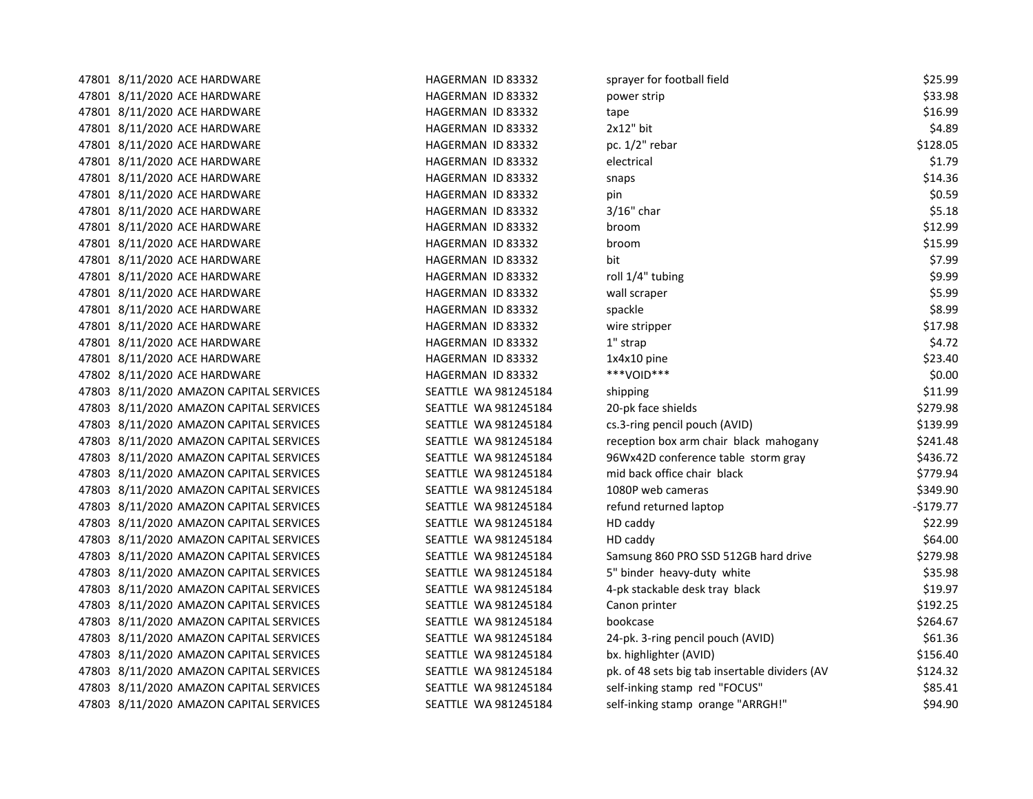| | | | | | |
|---|---|---|---|---|---|
| 47801 | 8/11/2020 | ACE HARDWARE | HAGERMAN ID 83332 | sprayer for football field | $25.99 |
| 47801 | 8/11/2020 | ACE HARDWARE | HAGERMAN ID 83332 | power strip | $33.98 |
| 47801 | 8/11/2020 | ACE HARDWARE | HAGERMAN ID 83332 | tape | $16.99 |
| 47801 | 8/11/2020 | ACE HARDWARE | HAGERMAN ID 83332 | 2x12" bit | $4.89 |
| 47801 | 8/11/2020 | ACE HARDWARE | HAGERMAN ID 83332 | pc. 1/2" rebar | $128.05 |
| 47801 | 8/11/2020 | ACE HARDWARE | HAGERMAN ID 83332 | electrical | $1.79 |
| 47801 | 8/11/2020 | ACE HARDWARE | HAGERMAN ID 83332 | snaps | $14.36 |
| 47801 | 8/11/2020 | ACE HARDWARE | HAGERMAN ID 83332 | pin | $0.59 |
| 47801 | 8/11/2020 | ACE HARDWARE | HAGERMAN ID 83332 | 3/16" char | $5.18 |
| 47801 | 8/11/2020 | ACE HARDWARE | HAGERMAN ID 83332 | broom | $12.99 |
| 47801 | 8/11/2020 | ACE HARDWARE | HAGERMAN ID 83332 | broom | $15.99 |
| 47801 | 8/11/2020 | ACE HARDWARE | HAGERMAN ID 83332 | bit | $7.99 |
| 47801 | 8/11/2020 | ACE HARDWARE | HAGERMAN ID 83332 | roll 1/4" tubing | $9.99 |
| 47801 | 8/11/2020 | ACE HARDWARE | HAGERMAN ID 83332 | wall scraper | $5.99 |
| 47801 | 8/11/2020 | ACE HARDWARE | HAGERMAN ID 83332 | spackle | $8.99 |
| 47801 | 8/11/2020 | ACE HARDWARE | HAGERMAN ID 83332 | wire stripper | $17.98 |
| 47801 | 8/11/2020 | ACE HARDWARE | HAGERMAN ID 83332 | 1" strap | $4.72 |
| 47801 | 8/11/2020 | ACE HARDWARE | HAGERMAN ID 83332 | 1x4x10 pine | $23.40 |
| 47802 | 8/11/2020 | ACE HARDWARE | HAGERMAN ID 83332 | ***VOID*** | $0.00 |
| 47803 | 8/11/2020 | AMAZON CAPITAL SERVICES | SEATTLE WA 981245184 | shipping | $11.99 |
| 47803 | 8/11/2020 | AMAZON CAPITAL SERVICES | SEATTLE WA 981245184 | 20-pk face shields | $279.98 |
| 47803 | 8/11/2020 | AMAZON CAPITAL SERVICES | SEATTLE WA 981245184 | cs.3-ring pencil pouch (AVID) | $139.99 |
| 47803 | 8/11/2020 | AMAZON CAPITAL SERVICES | SEATTLE WA 981245184 | reception box arm chair black mahogany | $241.48 |
| 47803 | 8/11/2020 | AMAZON CAPITAL SERVICES | SEATTLE WA 981245184 | 96Wx42D conference table storm gray | $436.72 |
| 47803 | 8/11/2020 | AMAZON CAPITAL SERVICES | SEATTLE WA 981245184 | mid back office chair black | $779.94 |
| 47803 | 8/11/2020 | AMAZON CAPITAL SERVICES | SEATTLE WA 981245184 | 1080P web cameras | $349.90 |
| 47803 | 8/11/2020 | AMAZON CAPITAL SERVICES | SEATTLE WA 981245184 | refund returned laptop | -$179.77 |
| 47803 | 8/11/2020 | AMAZON CAPITAL SERVICES | SEATTLE WA 981245184 | HD caddy | $22.99 |
| 47803 | 8/11/2020 | AMAZON CAPITAL SERVICES | SEATTLE WA 981245184 | HD caddy | $64.00 |
| 47803 | 8/11/2020 | AMAZON CAPITAL SERVICES | SEATTLE WA 981245184 | Samsung 860 PRO SSD 512GB hard drive | $279.98 |
| 47803 | 8/11/2020 | AMAZON CAPITAL SERVICES | SEATTLE WA 981245184 | 5" binder heavy-duty white | $35.98 |
| 47803 | 8/11/2020 | AMAZON CAPITAL SERVICES | SEATTLE WA 981245184 | 4-pk stackable desk tray black | $19.97 |
| 47803 | 8/11/2020 | AMAZON CAPITAL SERVICES | SEATTLE WA 981245184 | Canon printer | $192.25 |
| 47803 | 8/11/2020 | AMAZON CAPITAL SERVICES | SEATTLE WA 981245184 | bookcase | $264.67 |
| 47803 | 8/11/2020 | AMAZON CAPITAL SERVICES | SEATTLE WA 981245184 | 24-pk. 3-ring pencil pouch (AVID) | $61.36 |
| 47803 | 8/11/2020 | AMAZON CAPITAL SERVICES | SEATTLE WA 981245184 | bx. highlighter (AVID) | $156.40 |
| 47803 | 8/11/2020 | AMAZON CAPITAL SERVICES | SEATTLE WA 981245184 | pk. of 48 sets big tab insertable dividers (AV | $124.32 |
| 47803 | 8/11/2020 | AMAZON CAPITAL SERVICES | SEATTLE WA 981245184 | self-inking stamp red "FOCUS" | $85.41 |
| 47803 | 8/11/2020 | AMAZON CAPITAL SERVICES | SEATTLE WA 981245184 | self-inking stamp orange "ARRGH!" | $94.90 |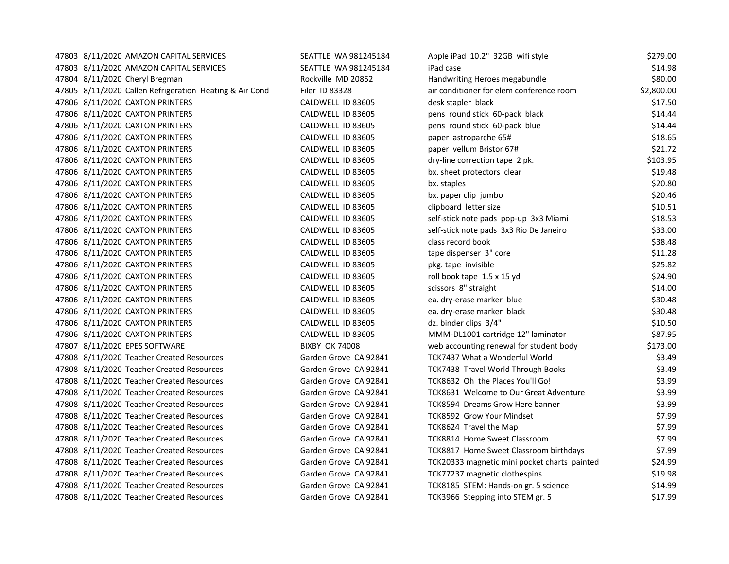| | | | | | |
|---|---|---|---|---|---|
| 47803 | 8/11/2020 | AMAZON CAPITAL SERVICES | SEATTLE WA 981245184 | Apple iPad 10.2" 32GB wifi style | $279.00 |
| 47803 | 8/11/2020 | AMAZON CAPITAL SERVICES | SEATTLE WA 981245184 | iPad case | $14.98 |
| 47804 | 8/11/2020 | Cheryl Bregman | Rockville MD 20852 | Handwriting Heroes megabundle | $80.00 |
| 47805 | 8/11/2020 | Callen Refrigeration Heating & Air Cond | Filer ID 83328 | air conditioner for elem conference room | $2,800.00 |
| 47806 | 8/11/2020 | CAXTON PRINTERS | CALDWELL ID 83605 | desk stapler black | $17.50 |
| 47806 | 8/11/2020 | CAXTON PRINTERS | CALDWELL ID 83605 | pens round stick 60-pack black | $14.44 |
| 47806 | 8/11/2020 | CAXTON PRINTERS | CALDWELL ID 83605 | pens round stick 60-pack blue | $14.44 |
| 47806 | 8/11/2020 | CAXTON PRINTERS | CALDWELL ID 83605 | paper astroparche 65# | $18.65 |
| 47806 | 8/11/2020 | CAXTON PRINTERS | CALDWELL ID 83605 | paper vellum Bristor 67# | $21.72 |
| 47806 | 8/11/2020 | CAXTON PRINTERS | CALDWELL ID 83605 | dry-line correction tape 2 pk. | $103.95 |
| 47806 | 8/11/2020 | CAXTON PRINTERS | CALDWELL ID 83605 | bx. sheet protectors clear | $19.48 |
| 47806 | 8/11/2020 | CAXTON PRINTERS | CALDWELL ID 83605 | bx. staples | $20.80 |
| 47806 | 8/11/2020 | CAXTON PRINTERS | CALDWELL ID 83605 | bx. paper clip jumbo | $20.46 |
| 47806 | 8/11/2020 | CAXTON PRINTERS | CALDWELL ID 83605 | clipboard letter size | $10.51 |
| 47806 | 8/11/2020 | CAXTON PRINTERS | CALDWELL ID 83605 | self-stick note pads pop-up 3x3 Miami | $18.53 |
| 47806 | 8/11/2020 | CAXTON PRINTERS | CALDWELL ID 83605 | self-stick note pads 3x3 Rio De Janeiro | $33.00 |
| 47806 | 8/11/2020 | CAXTON PRINTERS | CALDWELL ID 83605 | class record book | $38.48 |
| 47806 | 8/11/2020 | CAXTON PRINTERS | CALDWELL ID 83605 | tape dispenser 3" core | $11.28 |
| 47806 | 8/11/2020 | CAXTON PRINTERS | CALDWELL ID 83605 | pkg. tape invisible | $25.82 |
| 47806 | 8/11/2020 | CAXTON PRINTERS | CALDWELL ID 83605 | roll book tape 1.5 x 15 yd | $24.90 |
| 47806 | 8/11/2020 | CAXTON PRINTERS | CALDWELL ID 83605 | scissors 8" straight | $14.00 |
| 47806 | 8/11/2020 | CAXTON PRINTERS | CALDWELL ID 83605 | ea. dry-erase marker blue | $30.48 |
| 47806 | 8/11/2020 | CAXTON PRINTERS | CALDWELL ID 83605 | ea. dry-erase marker black | $30.48 |
| 47806 | 8/11/2020 | CAXTON PRINTERS | CALDWELL ID 83605 | dz. binder clips 3/4" | $10.50 |
| 47806 | 8/11/2020 | CAXTON PRINTERS | CALDWELL ID 83605 | MMM-DL1001 cartridge 12" laminator | $87.95 |
| 47807 | 8/11/2020 | EPES SOFTWARE | BIXBY OK 74008 | web accounting renewal for student body | $173.00 |
| 47808 | 8/11/2020 | Teacher Created Resources | Garden Grove CA 92841 | TCK7437 What a Wonderful World | $3.49 |
| 47808 | 8/11/2020 | Teacher Created Resources | Garden Grove CA 92841 | TCK7438 Travel World Through Books | $3.49 |
| 47808 | 8/11/2020 | Teacher Created Resources | Garden Grove CA 92841 | TCK8632 Oh the Places You'll Go! | $3.99 |
| 47808 | 8/11/2020 | Teacher Created Resources | Garden Grove CA 92841 | TCK8631 Welcome to Our Great Adventure | $3.99 |
| 47808 | 8/11/2020 | Teacher Created Resources | Garden Grove CA 92841 | TCK8594 Dreams Grow Here banner | $3.99 |
| 47808 | 8/11/2020 | Teacher Created Resources | Garden Grove CA 92841 | TCK8592 Grow Your Mindset | $7.99 |
| 47808 | 8/11/2020 | Teacher Created Resources | Garden Grove CA 92841 | TCK8624 Travel the Map | $7.99 |
| 47808 | 8/11/2020 | Teacher Created Resources | Garden Grove CA 92841 | TCK8814 Home Sweet Classroom | $7.99 |
| 47808 | 8/11/2020 | Teacher Created Resources | Garden Grove CA 92841 | TCK8817 Home Sweet Classroom birthdays | $7.99 |
| 47808 | 8/11/2020 | Teacher Created Resources | Garden Grove CA 92841 | TCK20333 magnetic mini pocket charts painted | $24.99 |
| 47808 | 8/11/2020 | Teacher Created Resources | Garden Grove CA 92841 | TCK77237 magnetic clothespins | $19.98 |
| 47808 | 8/11/2020 | Teacher Created Resources | Garden Grove CA 92841 | TCK8185 STEM: Hands-on gr. 5 science | $14.99 |
| 47808 | 8/11/2020 | Teacher Created Resources | Garden Grove CA 92841 | TCK3966 Stepping into STEM gr. 5 | $17.99 |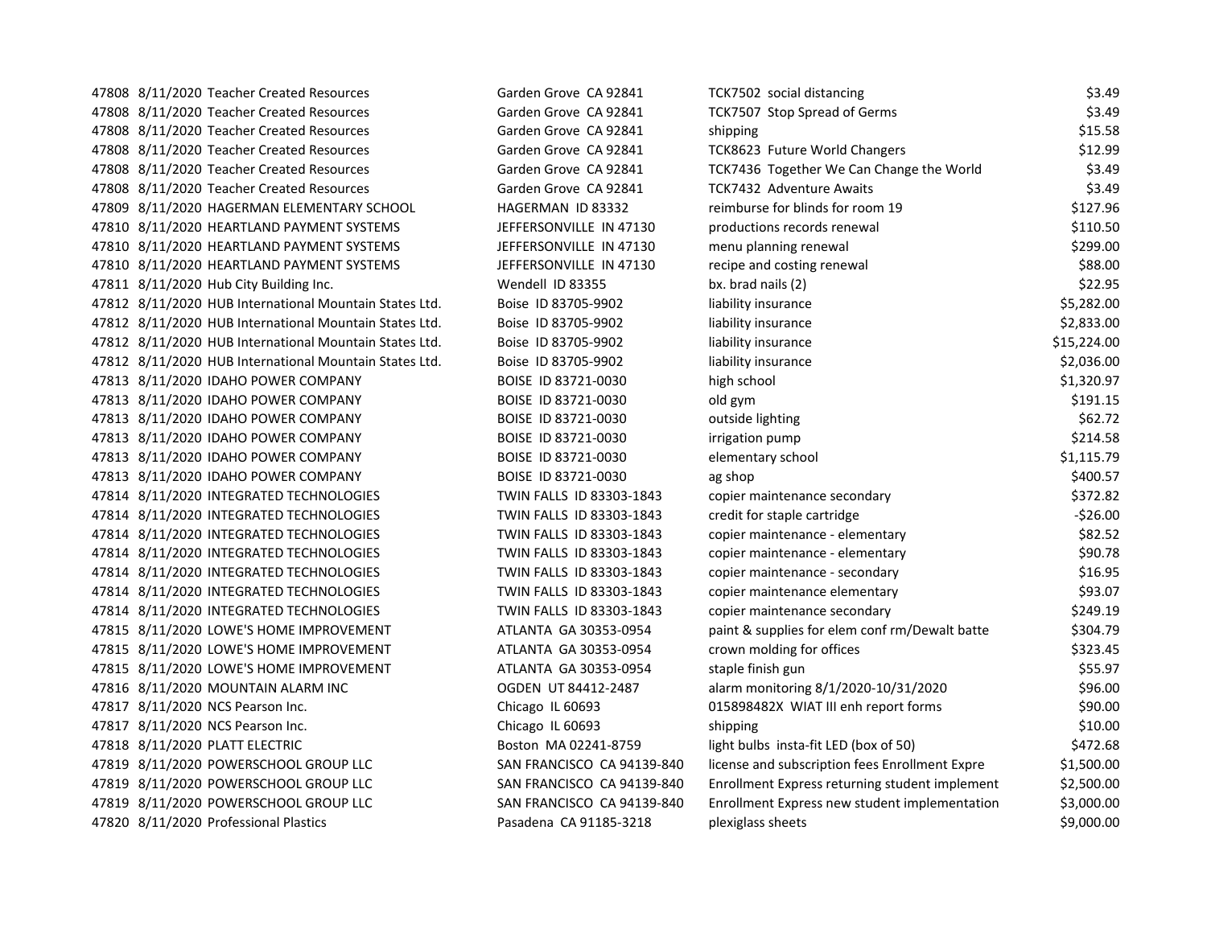| | | | | | |
|---|---|---|---|---|---|
| 47808 | 8/11/2020 | Teacher Created Resources | Garden Grove CA 92841 | TCK7502 social distancing | $3.49 |
| 47808 | 8/11/2020 | Teacher Created Resources | Garden Grove CA 92841 | TCK7507 Stop Spread of Germs | $3.49 |
| 47808 | 8/11/2020 | Teacher Created Resources | Garden Grove CA 92841 | shipping | $15.58 |
| 47808 | 8/11/2020 | Teacher Created Resources | Garden Grove CA 92841 | TCK8623 Future World Changers | $12.99 |
| 47808 | 8/11/2020 | Teacher Created Resources | Garden Grove CA 92841 | TCK7436 Together We Can Change the World | $3.49 |
| 47808 | 8/11/2020 | Teacher Created Resources | Garden Grove CA 92841 | TCK7432 Adventure Awaits | $3.49 |
| 47809 | 8/11/2020 | HAGERMAN ELEMENTARY SCHOOL | HAGERMAN ID 83332 | reimburse for blinds for room 19 | $127.96 |
| 47810 | 8/11/2020 | HEARTLAND PAYMENT SYSTEMS | JEFFERSONVILLE IN 47130 | productions records renewal | $110.50 |
| 47810 | 8/11/2020 | HEARTLAND PAYMENT SYSTEMS | JEFFERSONVILLE IN 47130 | menu planning renewal | $299.00 |
| 47810 | 8/11/2020 | HEARTLAND PAYMENT SYSTEMS | JEFFERSONVILLE IN 47130 | recipe and costing renewal | $88.00 |
| 47811 | 8/11/2020 | Hub City Building Inc. | Wendell ID 83355 | bx. brad nails (2) | $22.95 |
| 47812 | 8/11/2020 | HUB International Mountain States Ltd. | Boise ID 83705-9902 | liability insurance | $5,282.00 |
| 47812 | 8/11/2020 | HUB International Mountain States Ltd. | Boise ID 83705-9902 | liability insurance | $2,833.00 |
| 47812 | 8/11/2020 | HUB International Mountain States Ltd. | Boise ID 83705-9902 | liability insurance | $15,224.00 |
| 47812 | 8/11/2020 | HUB International Mountain States Ltd. | Boise ID 83705-9902 | liability insurance | $2,036.00 |
| 47813 | 8/11/2020 | IDAHO POWER COMPANY | BOISE ID 83721-0030 | high school | $1,320.97 |
| 47813 | 8/11/2020 | IDAHO POWER COMPANY | BOISE ID 83721-0030 | old gym | $191.15 |
| 47813 | 8/11/2020 | IDAHO POWER COMPANY | BOISE ID 83721-0030 | outside lighting | $62.72 |
| 47813 | 8/11/2020 | IDAHO POWER COMPANY | BOISE ID 83721-0030 | irrigation pump | $214.58 |
| 47813 | 8/11/2020 | IDAHO POWER COMPANY | BOISE ID 83721-0030 | elementary school | $1,115.79 |
| 47813 | 8/11/2020 | IDAHO POWER COMPANY | BOISE ID 83721-0030 | ag shop | $400.57 |
| 47814 | 8/11/2020 | INTEGRATED TECHNOLOGIES | TWIN FALLS ID 83303-1843 | copier maintenance secondary | $372.82 |
| 47814 | 8/11/2020 | INTEGRATED TECHNOLOGIES | TWIN FALLS ID 83303-1843 | credit for staple cartridge | -$26.00 |
| 47814 | 8/11/2020 | INTEGRATED TECHNOLOGIES | TWIN FALLS ID 83303-1843 | copier maintenance - elementary | $82.52 |
| 47814 | 8/11/2020 | INTEGRATED TECHNOLOGIES | TWIN FALLS ID 83303-1843 | copier maintenance - elementary | $90.78 |
| 47814 | 8/11/2020 | INTEGRATED TECHNOLOGIES | TWIN FALLS ID 83303-1843 | copier maintenance - secondary | $16.95 |
| 47814 | 8/11/2020 | INTEGRATED TECHNOLOGIES | TWIN FALLS ID 83303-1843 | copier maintenance elementary | $93.07 |
| 47814 | 8/11/2020 | INTEGRATED TECHNOLOGIES | TWIN FALLS ID 83303-1843 | copier maintenance secondary | $249.19 |
| 47815 | 8/11/2020 | LOWE'S HOME IMPROVEMENT | ATLANTA GA 30353-0954 | paint & supplies for elem conf rm/Dewalt batte | $304.79 |
| 47815 | 8/11/2020 | LOWE'S HOME IMPROVEMENT | ATLANTA GA 30353-0954 | crown molding for offices | $323.45 |
| 47815 | 8/11/2020 | LOWE'S HOME IMPROVEMENT | ATLANTA GA 30353-0954 | staple finish gun | $55.97 |
| 47816 | 8/11/2020 | MOUNTAIN ALARM INC | OGDEN UT 84412-2487 | alarm monitoring 8/1/2020-10/31/2020 | $96.00 |
| 47817 | 8/11/2020 | NCS Pearson Inc. | Chicago IL 60693 | 015898482X WIAT III enh report forms | $90.00 |
| 47817 | 8/11/2020 | NCS Pearson Inc. | Chicago IL 60693 | shipping | $10.00 |
| 47818 | 8/11/2020 | PLATT ELECTRIC | Boston MA 02241-8759 | light bulbs insta-fit LED (box of 50) | $472.68 |
| 47819 | 8/11/2020 | POWERSCHOOL GROUP LLC | SAN FRANCISCO CA 94139-840 | license and subscription fees Enrollment Expre | $1,500.00 |
| 47819 | 8/11/2020 | POWERSCHOOL GROUP LLC | SAN FRANCISCO CA 94139-840 | Enrollment Express returning student implement | $2,500.00 |
| 47819 | 8/11/2020 | POWERSCHOOL GROUP LLC | SAN FRANCISCO CA 94139-840 | Enrollment Express new student implementation | $3,000.00 |
| 47820 | 8/11/2020 | Professional Plastics | Pasadena CA 91185-3218 | plexiglass sheets | $9,000.00 |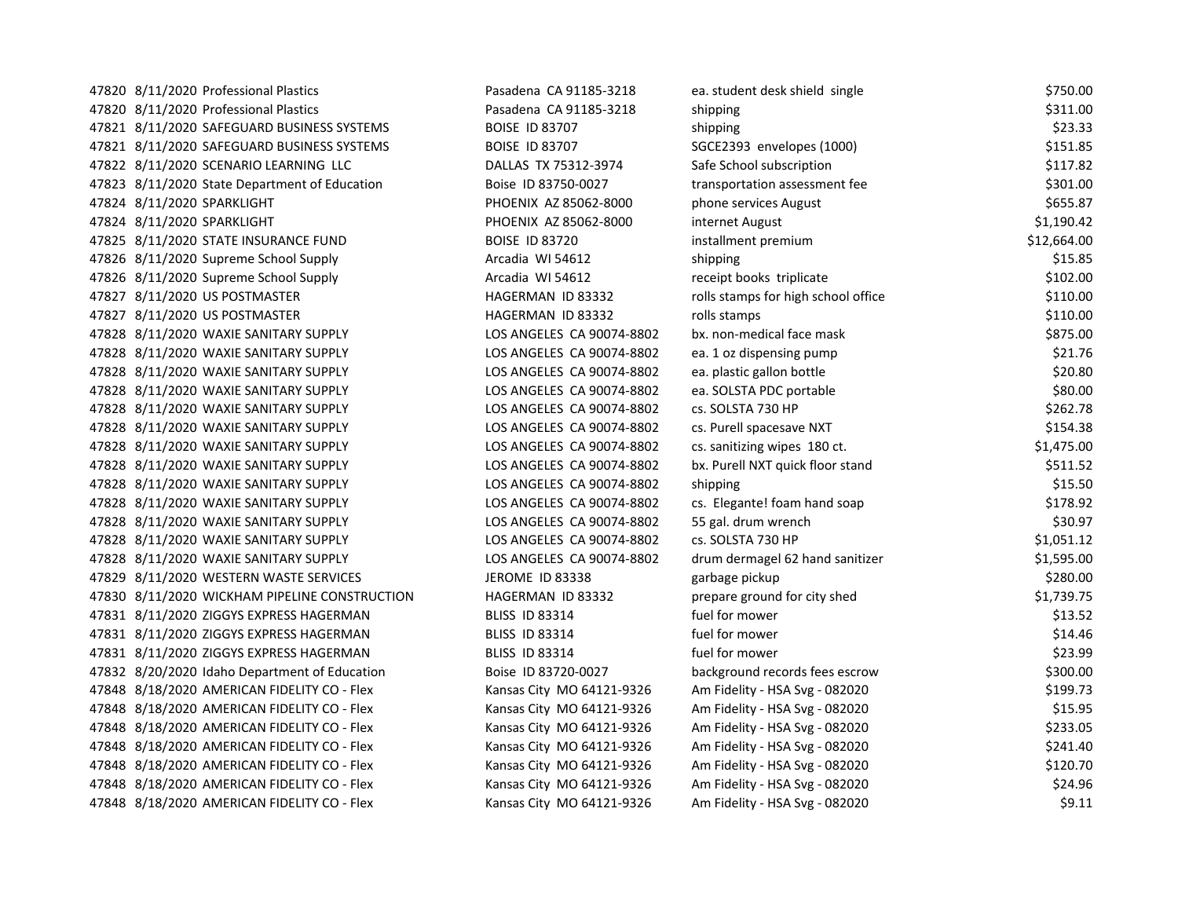| | | | | | |
|---|---|---|---|---|---|
| 47820 | 8/11/2020 | Professional Plastics | Pasadena CA 91185-3218 | ea. student desk shield single | $750.00 |
| 47820 | 8/11/2020 | Professional Plastics | Pasadena CA 91185-3218 | shipping | $311.00 |
| 47821 | 8/11/2020 | SAFEGUARD BUSINESS SYSTEMS | BOISE ID 83707 | shipping | $23.33 |
| 47821 | 8/11/2020 | SAFEGUARD BUSINESS SYSTEMS | BOISE ID 83707 | SGCE2393 envelopes (1000) | $151.85 |
| 47822 | 8/11/2020 | SCENARIO LEARNING LLC | DALLAS TX 75312-3974 | Safe School subscription | $117.82 |
| 47823 | 8/11/2020 | State Department of Education | Boise ID 83750-0027 | transportation assessment fee | $301.00 |
| 47824 | 8/11/2020 | SPARKLIGHT | PHOENIX AZ 85062-8000 | phone services August | $655.87 |
| 47824 | 8/11/2020 | SPARKLIGHT | PHOENIX AZ 85062-8000 | internet August | $1,190.42 |
| 47825 | 8/11/2020 | STATE INSURANCE FUND | BOISE ID 83720 | installment premium | $12,664.00 |
| 47826 | 8/11/2020 | Supreme School Supply | Arcadia WI 54612 | shipping | $15.85 |
| 47826 | 8/11/2020 | Supreme School Supply | Arcadia WI 54612 | receipt books triplicate | $102.00 |
| 47827 | 8/11/2020 | US POSTMASTER | HAGERMAN ID 83332 | rolls stamps for high school office | $110.00 |
| 47827 | 8/11/2020 | US POSTMASTER | HAGERMAN ID 83332 | rolls stamps | $110.00 |
| 47828 | 8/11/2020 | WAXIE SANITARY SUPPLY | LOS ANGELES CA 90074-8802 | bx. non-medical face mask | $875.00 |
| 47828 | 8/11/2020 | WAXIE SANITARY SUPPLY | LOS ANGELES CA 90074-8802 | ea. 1 oz dispensing pump | $21.76 |
| 47828 | 8/11/2020 | WAXIE SANITARY SUPPLY | LOS ANGELES CA 90074-8802 | ea. plastic gallon bottle | $20.80 |
| 47828 | 8/11/2020 | WAXIE SANITARY SUPPLY | LOS ANGELES CA 90074-8802 | ea. SOLSTA PDC portable | $80.00 |
| 47828 | 8/11/2020 | WAXIE SANITARY SUPPLY | LOS ANGELES CA 90074-8802 | cs. SOLSTA 730 HP | $262.78 |
| 47828 | 8/11/2020 | WAXIE SANITARY SUPPLY | LOS ANGELES CA 90074-8802 | cs. Purell spacesave NXT | $154.38 |
| 47828 | 8/11/2020 | WAXIE SANITARY SUPPLY | LOS ANGELES CA 90074-8802 | cs. sanitizing wipes 180 ct. | $1,475.00 |
| 47828 | 8/11/2020 | WAXIE SANITARY SUPPLY | LOS ANGELES CA 90074-8802 | bx. Purell NXT quick floor stand | $511.52 |
| 47828 | 8/11/2020 | WAXIE SANITARY SUPPLY | LOS ANGELES CA 90074-8802 | shipping | $15.50 |
| 47828 | 8/11/2020 | WAXIE SANITARY SUPPLY | LOS ANGELES CA 90074-8802 | cs. Elegante! foam hand soap | $178.92 |
| 47828 | 8/11/2020 | WAXIE SANITARY SUPPLY | LOS ANGELES CA 90074-8802 | 55 gal. drum wrench | $30.97 |
| 47828 | 8/11/2020 | WAXIE SANITARY SUPPLY | LOS ANGELES CA 90074-8802 | cs. SOLSTA 730 HP | $1,051.12 |
| 47828 | 8/11/2020 | WAXIE SANITARY SUPPLY | LOS ANGELES CA 90074-8802 | drum dermagel 62 hand sanitizer | $1,595.00 |
| 47829 | 8/11/2020 | WESTERN WASTE SERVICES | JEROME ID 83338 | garbage pickup | $280.00 |
| 47830 | 8/11/2020 | WICKHAM PIPELINE CONSTRUCTION | HAGERMAN ID 83332 | prepare ground for city shed | $1,739.75 |
| 47831 | 8/11/2020 | ZIGGYS EXPRESS HAGERMAN | BLISS ID 83314 | fuel for mower | $13.52 |
| 47831 | 8/11/2020 | ZIGGYS EXPRESS HAGERMAN | BLISS ID 83314 | fuel for mower | $14.46 |
| 47831 | 8/11/2020 | ZIGGYS EXPRESS HAGERMAN | BLISS ID 83314 | fuel for mower | $23.99 |
| 47832 | 8/20/2020 | Idaho Department of Education | Boise ID 83720-0027 | background records fees escrow | $300.00 |
| 47848 | 8/18/2020 | AMERICAN FIDELITY CO - Flex | Kansas City MO 64121-9326 | Am Fidelity - HSA Svg - 082020 | $199.73 |
| 47848 | 8/18/2020 | AMERICAN FIDELITY CO - Flex | Kansas City MO 64121-9326 | Am Fidelity - HSA Svg - 082020 | $15.95 |
| 47848 | 8/18/2020 | AMERICAN FIDELITY CO - Flex | Kansas City MO 64121-9326 | Am Fidelity - HSA Svg - 082020 | $233.05 |
| 47848 | 8/18/2020 | AMERICAN FIDELITY CO - Flex | Kansas City MO 64121-9326 | Am Fidelity - HSA Svg - 082020 | $241.40 |
| 47848 | 8/18/2020 | AMERICAN FIDELITY CO - Flex | Kansas City MO 64121-9326 | Am Fidelity - HSA Svg - 082020 | $120.70 |
| 47848 | 8/18/2020 | AMERICAN FIDELITY CO - Flex | Kansas City MO 64121-9326 | Am Fidelity - HSA Svg - 082020 | $24.96 |
| 47848 | 8/18/2020 | AMERICAN FIDELITY CO - Flex | Kansas City MO 64121-9326 | Am Fidelity - HSA Svg - 082020 | $9.11 |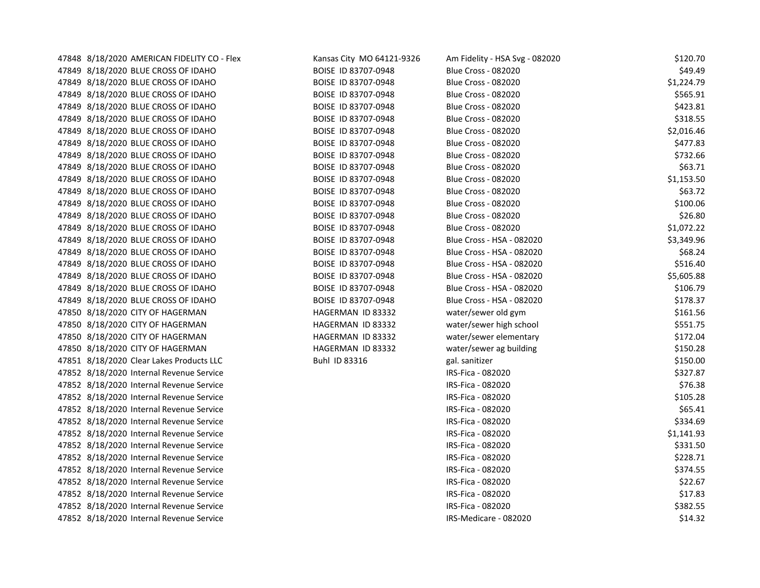| | | | | | |
|---|---|---|---|---|---|
| 47848 | 8/18/2020 | AMERICAN FIDELITY CO - Flex | Kansas City MO 64121-9326 | Am Fidelity - HSA Svg - 082020 | $120.70 |
| 47849 | 8/18/2020 | BLUE CROSS OF IDAHO | BOISE ID 83707-0948 | Blue Cross - 082020 | $49.49 |
| 47849 | 8/18/2020 | BLUE CROSS OF IDAHO | BOISE ID 83707-0948 | Blue Cross - 082020 | $1,224.79 |
| 47849 | 8/18/2020 | BLUE CROSS OF IDAHO | BOISE ID 83707-0948 | Blue Cross - 082020 | $565.91 |
| 47849 | 8/18/2020 | BLUE CROSS OF IDAHO | BOISE ID 83707-0948 | Blue Cross - 082020 | $423.81 |
| 47849 | 8/18/2020 | BLUE CROSS OF IDAHO | BOISE ID 83707-0948 | Blue Cross - 082020 | $318.55 |
| 47849 | 8/18/2020 | BLUE CROSS OF IDAHO | BOISE ID 83707-0948 | Blue Cross - 082020 | $2,016.46 |
| 47849 | 8/18/2020 | BLUE CROSS OF IDAHO | BOISE ID 83707-0948 | Blue Cross - 082020 | $477.83 |
| 47849 | 8/18/2020 | BLUE CROSS OF IDAHO | BOISE ID 83707-0948 | Blue Cross - 082020 | $732.66 |
| 47849 | 8/18/2020 | BLUE CROSS OF IDAHO | BOISE ID 83707-0948 | Blue Cross - 082020 | $63.71 |
| 47849 | 8/18/2020 | BLUE CROSS OF IDAHO | BOISE ID 83707-0948 | Blue Cross - 082020 | $1,153.50 |
| 47849 | 8/18/2020 | BLUE CROSS OF IDAHO | BOISE ID 83707-0948 | Blue Cross - 082020 | $63.72 |
| 47849 | 8/18/2020 | BLUE CROSS OF IDAHO | BOISE ID 83707-0948 | Blue Cross - 082020 | $100.06 |
| 47849 | 8/18/2020 | BLUE CROSS OF IDAHO | BOISE ID 83707-0948 | Blue Cross - 082020 | $26.80 |
| 47849 | 8/18/2020 | BLUE CROSS OF IDAHO | BOISE ID 83707-0948 | Blue Cross - 082020 | $1,072.22 |
| 47849 | 8/18/2020 | BLUE CROSS OF IDAHO | BOISE ID 83707-0948 | Blue Cross - HSA - 082020 | $3,349.96 |
| 47849 | 8/18/2020 | BLUE CROSS OF IDAHO | BOISE ID 83707-0948 | Blue Cross - HSA - 082020 | $68.24 |
| 47849 | 8/18/2020 | BLUE CROSS OF IDAHO | BOISE ID 83707-0948 | Blue Cross - HSA - 082020 | $516.40 |
| 47849 | 8/18/2020 | BLUE CROSS OF IDAHO | BOISE ID 83707-0948 | Blue Cross - HSA - 082020 | $5,605.88 |
| 47849 | 8/18/2020 | BLUE CROSS OF IDAHO | BOISE ID 83707-0948 | Blue Cross - HSA - 082020 | $106.79 |
| 47849 | 8/18/2020 | BLUE CROSS OF IDAHO | BOISE ID 83707-0948 | Blue Cross - HSA - 082020 | $178.37 |
| 47850 | 8/18/2020 | CITY OF HAGERMAN | HAGERMAN ID 83332 | water/sewer old gym | $161.56 |
| 47850 | 8/18/2020 | CITY OF HAGERMAN | HAGERMAN ID 83332 | water/sewer high school | $551.75 |
| 47850 | 8/18/2020 | CITY OF HAGERMAN | HAGERMAN ID 83332 | water/sewer elementary | $172.04 |
| 47850 | 8/18/2020 | CITY OF HAGERMAN | HAGERMAN ID 83332 | water/sewer ag building | $150.28 |
| 47851 | 8/18/2020 | Clear Lakes Products LLC | Buhl ID 83316 | gal. sanitizer | $150.00 |
| 47852 | 8/18/2020 | Internal Revenue Service | | IRS-Fica - 082020 | $327.87 |
| 47852 | 8/18/2020 | Internal Revenue Service | | IRS-Fica - 082020 | $76.38 |
| 47852 | 8/18/2020 | Internal Revenue Service | | IRS-Fica - 082020 | $105.28 |
| 47852 | 8/18/2020 | Internal Revenue Service | | IRS-Fica - 082020 | $65.41 |
| 47852 | 8/18/2020 | Internal Revenue Service | | IRS-Fica - 082020 | $334.69 |
| 47852 | 8/18/2020 | Internal Revenue Service | | IRS-Fica - 082020 | $1,141.93 |
| 47852 | 8/18/2020 | Internal Revenue Service | | IRS-Fica - 082020 | $331.50 |
| 47852 | 8/18/2020 | Internal Revenue Service | | IRS-Fica - 082020 | $228.71 |
| 47852 | 8/18/2020 | Internal Revenue Service | | IRS-Fica - 082020 | $374.55 |
| 47852 | 8/18/2020 | Internal Revenue Service | | IRS-Fica - 082020 | $22.67 |
| 47852 | 8/18/2020 | Internal Revenue Service | | IRS-Fica - 082020 | $17.83 |
| 47852 | 8/18/2020 | Internal Revenue Service | | IRS-Fica - 082020 | $382.55 |
| 47852 | 8/18/2020 | Internal Revenue Service | | IRS-Medicare - 082020 | $14.32 |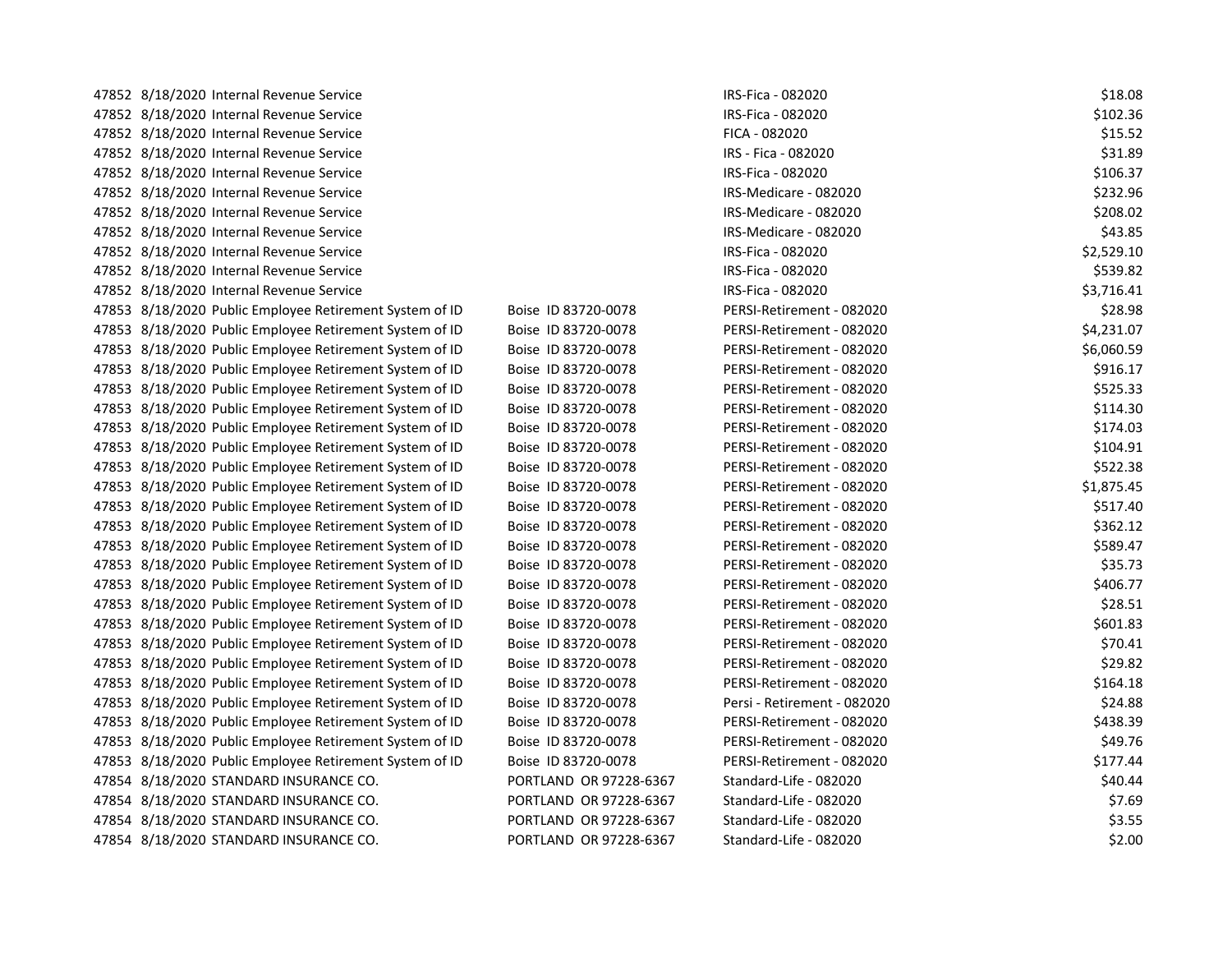| | | | | | |
|---|---|---|---|---|---|
| 47852 | 8/18/2020 | Internal Revenue Service | | IRS-Fica - 082020 | $18.08 |
| 47852 | 8/18/2020 | Internal Revenue Service | | IRS-Fica - 082020 | $102.36 |
| 47852 | 8/18/2020 | Internal Revenue Service | | FICA - 082020 | $15.52 |
| 47852 | 8/18/2020 | Internal Revenue Service | | IRS - Fica - 082020 | $31.89 |
| 47852 | 8/18/2020 | Internal Revenue Service | | IRS-Fica - 082020 | $106.37 |
| 47852 | 8/18/2020 | Internal Revenue Service | | IRS-Medicare - 082020 | $232.96 |
| 47852 | 8/18/2020 | Internal Revenue Service | | IRS-Medicare - 082020 | $208.02 |
| 47852 | 8/18/2020 | Internal Revenue Service | | IRS-Medicare - 082020 | $43.85 |
| 47852 | 8/18/2020 | Internal Revenue Service | | IRS-Fica - 082020 | $2,529.10 |
| 47852 | 8/18/2020 | Internal Revenue Service | | IRS-Fica - 082020 | $539.82 |
| 47852 | 8/18/2020 | Internal Revenue Service | | IRS-Fica - 082020 | $3,716.41 |
| 47853 | 8/18/2020 | Public Employee Retirement System of ID | Boise ID 83720-0078 | PERSI-Retirement - 082020 | $28.98 |
| 47853 | 8/18/2020 | Public Employee Retirement System of ID | Boise ID 83720-0078 | PERSI-Retirement - 082020 | $4,231.07 |
| 47853 | 8/18/2020 | Public Employee Retirement System of ID | Boise ID 83720-0078 | PERSI-Retirement - 082020 | $6,060.59 |
| 47853 | 8/18/2020 | Public Employee Retirement System of ID | Boise ID 83720-0078 | PERSI-Retirement - 082020 | $916.17 |
| 47853 | 8/18/2020 | Public Employee Retirement System of ID | Boise ID 83720-0078 | PERSI-Retirement - 082020 | $525.33 |
| 47853 | 8/18/2020 | Public Employee Retirement System of ID | Boise ID 83720-0078 | PERSI-Retirement - 082020 | $114.30 |
| 47853 | 8/18/2020 | Public Employee Retirement System of ID | Boise ID 83720-0078 | PERSI-Retirement - 082020 | $174.03 |
| 47853 | 8/18/2020 | Public Employee Retirement System of ID | Boise ID 83720-0078 | PERSI-Retirement - 082020 | $104.91 |
| 47853 | 8/18/2020 | Public Employee Retirement System of ID | Boise ID 83720-0078 | PERSI-Retirement - 082020 | $522.38 |
| 47853 | 8/18/2020 | Public Employee Retirement System of ID | Boise ID 83720-0078 | PERSI-Retirement - 082020 | $1,875.45 |
| 47853 | 8/18/2020 | Public Employee Retirement System of ID | Boise ID 83720-0078 | PERSI-Retirement - 082020 | $517.40 |
| 47853 | 8/18/2020 | Public Employee Retirement System of ID | Boise ID 83720-0078 | PERSI-Retirement - 082020 | $362.12 |
| 47853 | 8/18/2020 | Public Employee Retirement System of ID | Boise ID 83720-0078 | PERSI-Retirement - 082020 | $589.47 |
| 47853 | 8/18/2020 | Public Employee Retirement System of ID | Boise ID 83720-0078 | PERSI-Retirement - 082020 | $35.73 |
| 47853 | 8/18/2020 | Public Employee Retirement System of ID | Boise ID 83720-0078 | PERSI-Retirement - 082020 | $406.77 |
| 47853 | 8/18/2020 | Public Employee Retirement System of ID | Boise ID 83720-0078 | PERSI-Retirement - 082020 | $28.51 |
| 47853 | 8/18/2020 | Public Employee Retirement System of ID | Boise ID 83720-0078 | PERSI-Retirement - 082020 | $601.83 |
| 47853 | 8/18/2020 | Public Employee Retirement System of ID | Boise ID 83720-0078 | PERSI-Retirement - 082020 | $70.41 |
| 47853 | 8/18/2020 | Public Employee Retirement System of ID | Boise ID 83720-0078 | PERSI-Retirement - 082020 | $29.82 |
| 47853 | 8/18/2020 | Public Employee Retirement System of ID | Boise ID 83720-0078 | PERSI-Retirement - 082020 | $164.18 |
| 47853 | 8/18/2020 | Public Employee Retirement System of ID | Boise ID 83720-0078 | Persi - Retirement - 082020 | $24.88 |
| 47853 | 8/18/2020 | Public Employee Retirement System of ID | Boise ID 83720-0078 | PERSI-Retirement - 082020 | $438.39 |
| 47853 | 8/18/2020 | Public Employee Retirement System of ID | Boise ID 83720-0078 | PERSI-Retirement - 082020 | $49.76 |
| 47853 | 8/18/2020 | Public Employee Retirement System of ID | Boise ID 83720-0078 | PERSI-Retirement - 082020 | $177.44 |
| 47854 | 8/18/2020 | STANDARD INSURANCE CO. | PORTLAND OR 97228-6367 | Standard-Life - 082020 | $40.44 |
| 47854 | 8/18/2020 | STANDARD INSURANCE CO. | PORTLAND OR 97228-6367 | Standard-Life - 082020 | $7.69 |
| 47854 | 8/18/2020 | STANDARD INSURANCE CO. | PORTLAND OR 97228-6367 | Standard-Life - 082020 | $3.55 |
| 47854 | 8/18/2020 | STANDARD INSURANCE CO. | PORTLAND OR 97228-6367 | Standard-Life - 082020 | $2.00 |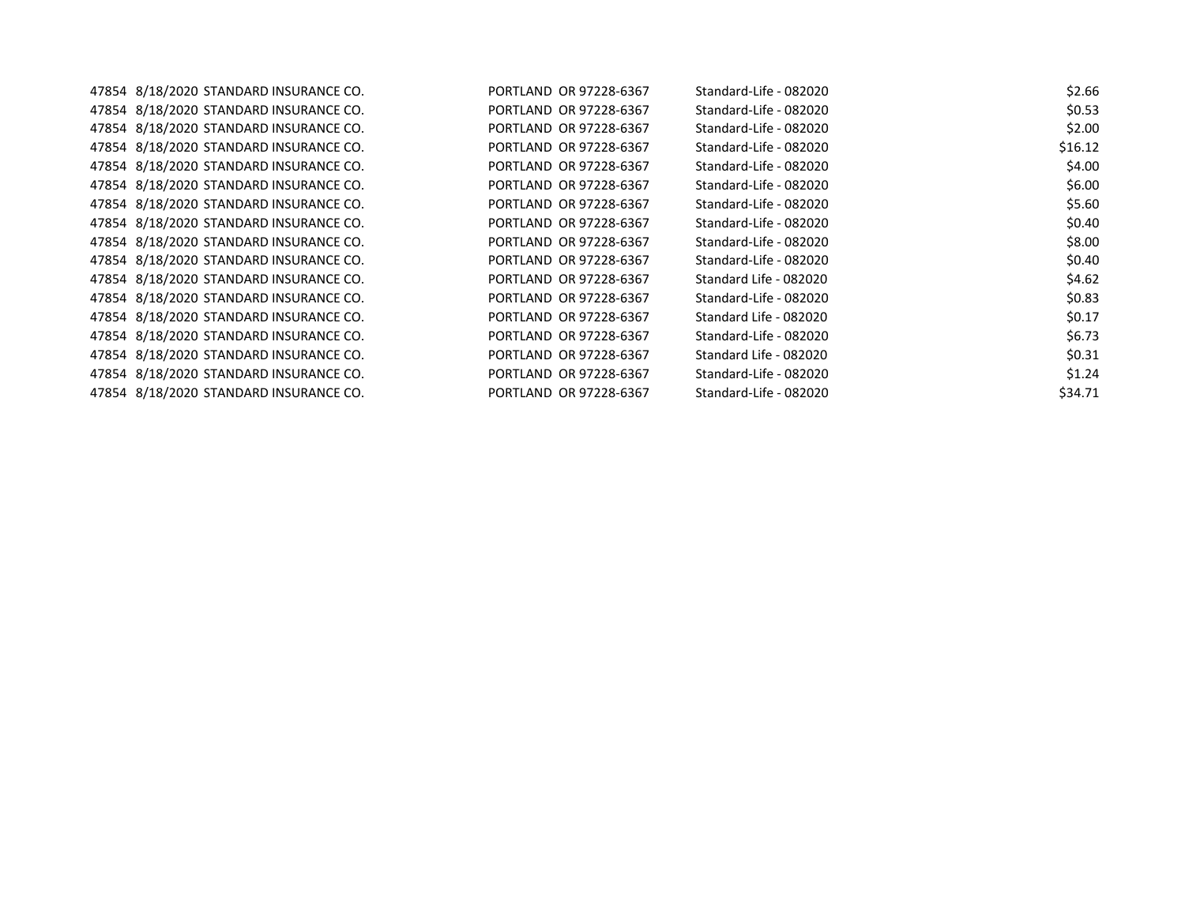| | | | | | |
|---|---|---|---|---|---|
| 47854 | 8/18/2020 | STANDARD INSURANCE CO. | PORTLAND OR 97228-6367 | Standard-Life - 082020 | $2.66 |
| 47854 | 8/18/2020 | STANDARD INSURANCE CO. | PORTLAND OR 97228-6367 | Standard-Life - 082020 | $0.53 |
| 47854 | 8/18/2020 | STANDARD INSURANCE CO. | PORTLAND OR 97228-6367 | Standard-Life - 082020 | $2.00 |
| 47854 | 8/18/2020 | STANDARD INSURANCE CO. | PORTLAND OR 97228-6367 | Standard-Life - 082020 | $16.12 |
| 47854 | 8/18/2020 | STANDARD INSURANCE CO. | PORTLAND OR 97228-6367 | Standard-Life - 082020 | $4.00 |
| 47854 | 8/18/2020 | STANDARD INSURANCE CO. | PORTLAND OR 97228-6367 | Standard-Life - 082020 | $6.00 |
| 47854 | 8/18/2020 | STANDARD INSURANCE CO. | PORTLAND OR 97228-6367 | Standard-Life - 082020 | $5.60 |
| 47854 | 8/18/2020 | STANDARD INSURANCE CO. | PORTLAND OR 97228-6367 | Standard-Life - 082020 | $0.40 |
| 47854 | 8/18/2020 | STANDARD INSURANCE CO. | PORTLAND OR 97228-6367 | Standard-Life - 082020 | $8.00 |
| 47854 | 8/18/2020 | STANDARD INSURANCE CO. | PORTLAND OR 97228-6367 | Standard-Life - 082020 | $0.40 |
| 47854 | 8/18/2020 | STANDARD INSURANCE CO. | PORTLAND OR 97228-6367 | Standard Life - 082020 | $4.62 |
| 47854 | 8/18/2020 | STANDARD INSURANCE CO. | PORTLAND OR 97228-6367 | Standard-Life - 082020 | $0.83 |
| 47854 | 8/18/2020 | STANDARD INSURANCE CO. | PORTLAND OR 97228-6367 | Standard Life - 082020 | $0.17 |
| 47854 | 8/18/2020 | STANDARD INSURANCE CO. | PORTLAND OR 97228-6367 | Standard-Life - 082020 | $6.73 |
| 47854 | 8/18/2020 | STANDARD INSURANCE CO. | PORTLAND OR 97228-6367 | Standard Life - 082020 | $0.31 |
| 47854 | 8/18/2020 | STANDARD INSURANCE CO. | PORTLAND OR 97228-6367 | Standard-Life - 082020 | $1.24 |
| 47854 | 8/18/2020 | STANDARD INSURANCE CO. | PORTLAND OR 97228-6367 | Standard-Life - 082020 | $34.71 |